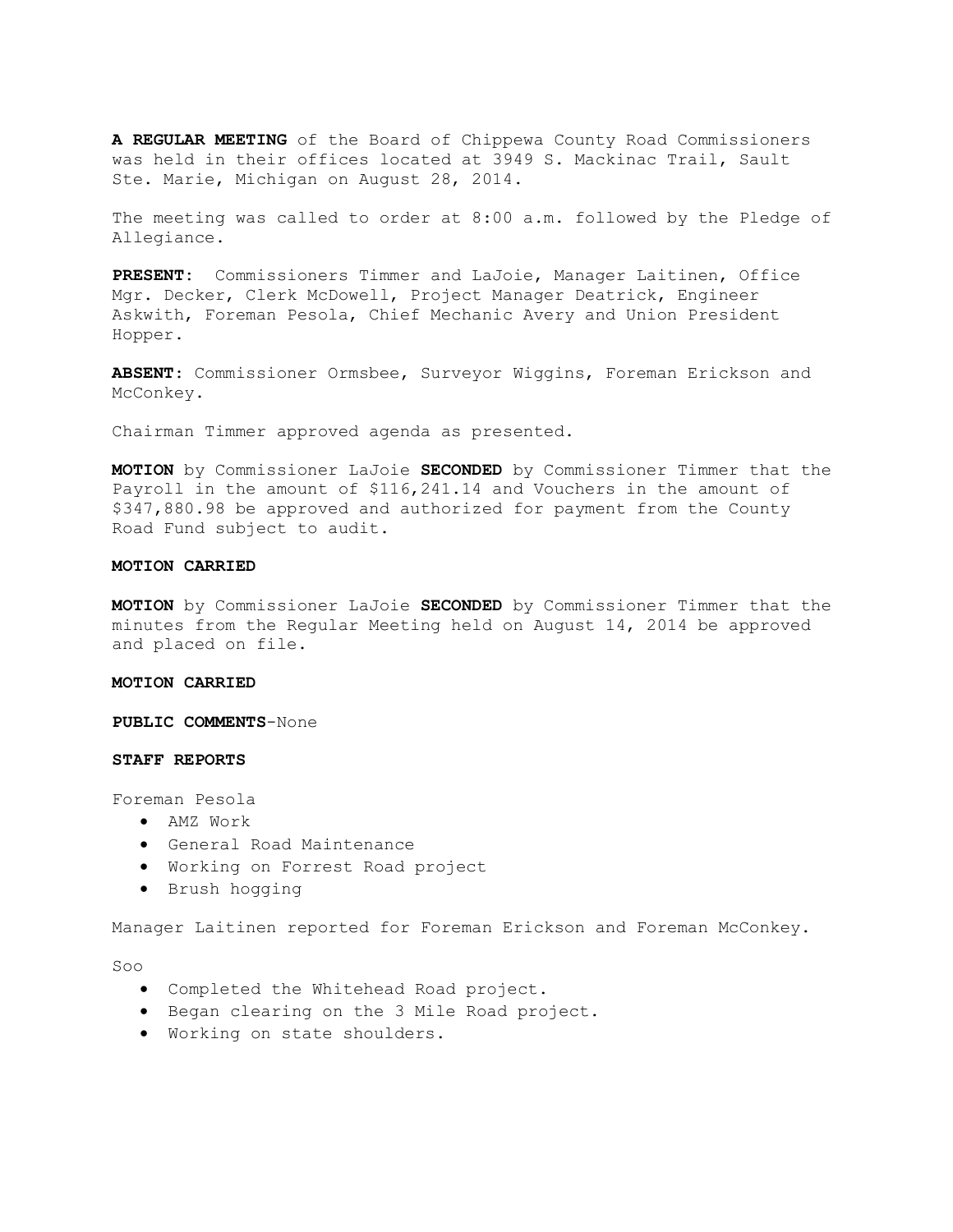**A REGULAR MEETING** of the Board of Chippewa County Road Commissioners was held in their offices located at 3949 S. Mackinac Trail, Sault Ste. Marie, Michigan on August 28, 2014.

The meeting was called to order at 8:00 a.m. followed by the Pledge of Allegiance.

**PRESENT**: Commissioners Timmer and LaJoie, Manager Laitinen, Office Mgr. Decker, Clerk McDowell, Project Manager Deatrick, Engineer Askwith, Foreman Pesola, Chief Mechanic Avery and Union President Hopper.

**ABSENT**: Commissioner Ormsbee, Surveyor Wiggins, Foreman Erickson and McConkey.

Chairman Timmer approved agenda as presented.

**MOTION** by Commissioner LaJoie **SECONDED** by Commissioner Timmer that the Payroll in the amount of $116,241.14 and Vouchers in the amount of $347,880.98 be approved and authorized for payment from the County Road Fund subject to audit.

**MOTION CARRIED**

**MOTION** by Commissioner LaJoie **SECONDED** by Commissioner Timmer that the minutes from the Regular Meeting held on August 14, 2014 be approved and placed on file.

**MOTION CARRIED**

**PUBLIC COMMENTS**-None

**STAFF REPORTS**

Foreman Pesola

- AMZ Work
- General Road Maintenance
- Working on Forrest Road project
- Brush hogging

Manager Laitinen reported for Foreman Erickson and Foreman McConkey.

Soo

- Completed the Whitehead Road project.
- Began clearing on the 3 Mile Road project.
- Working on state shoulders.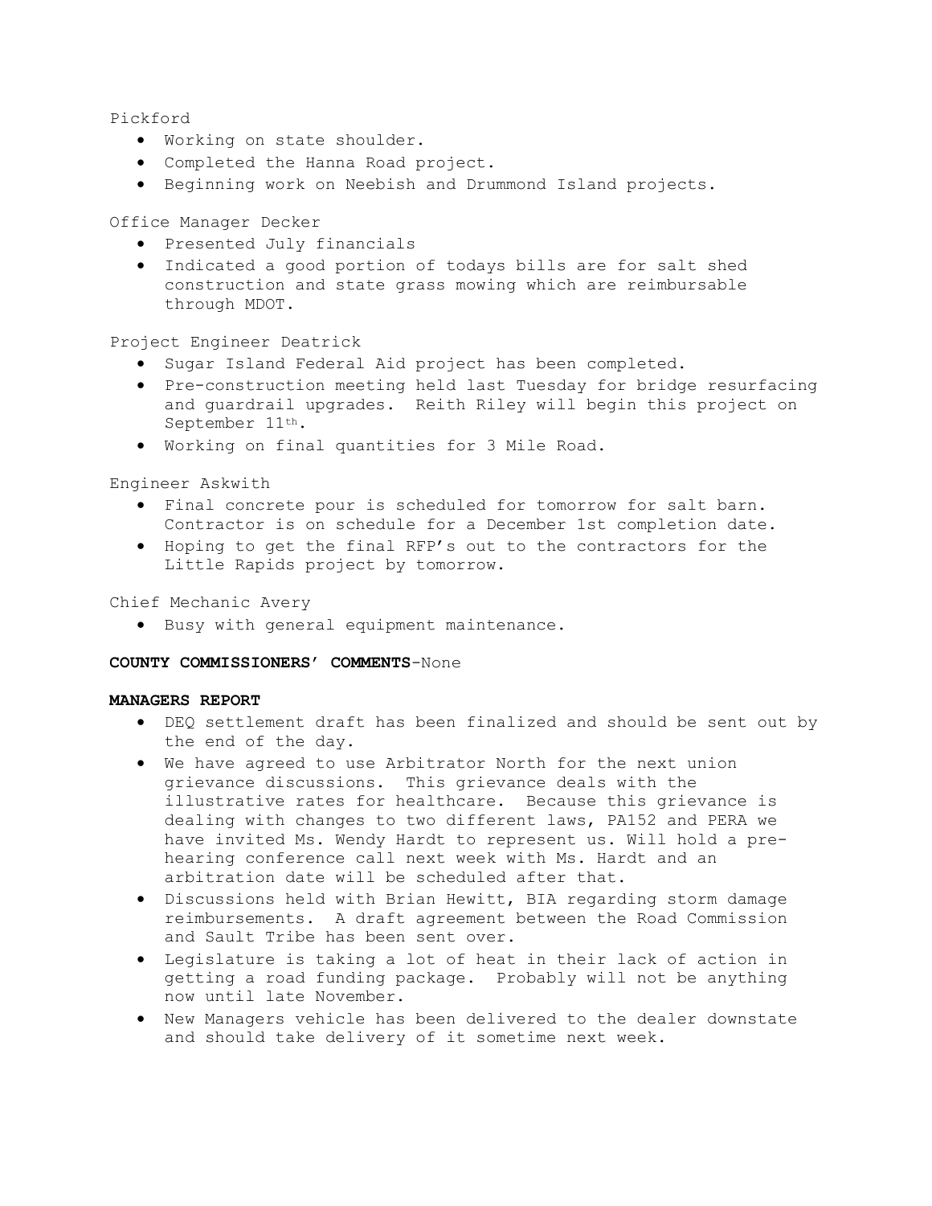Pickford

- Working on state shoulder.
- Completed the Hanna Road project.
- Beginning work on Neebish and Drummond Island projects.

Office Manager Decker

- Presented July financials
- Indicated a good portion of todays bills are for salt shed construction and state grass mowing which are reimbursable through MDOT.

Project Engineer Deatrick

- Sugar Island Federal Aid project has been completed.
- Pre-construction meeting held last Tuesday for bridge resurfacing and guardrail upgrades. Reith Riley will begin this project on September 11th.
- Working on final quantities for 3 Mile Road.

Engineer Askwith

- Final concrete pour is scheduled for tomorrow for salt barn. Contractor is on schedule for a December 1st completion date.
- Hoping to get the final RFP's out to the contractors for the Little Rapids project by tomorrow.

Chief Mechanic Avery

- Busy with general equipment maintenance.

**COUNTY COMMISSIONERS' COMMENTS**-None

**MANAGERS REPORT**

- DEQ settlement draft has been finalized and should be sent out by the end of the day.
- We have agreed to use Arbitrator North for the next union grievance discussions. This grievance deals with the illustrative rates for healthcare. Because this grievance is dealing with changes to two different laws, PA152 and PERA we have invited Ms. Wendy Hardt to represent us. Will hold a pre-hearing conference call next week with Ms. Hardt and an arbitration date will be scheduled after that.
- Discussions held with Brian Hewitt, BIA regarding storm damage reimbursements. A draft agreement between the Road Commission and Sault Tribe has been sent over.
- Legislature is taking a lot of heat in their lack of action in getting a road funding package. Probably will not be anything now until late November.
- New Managers vehicle has been delivered to the dealer downstate and should take delivery of it sometime next week.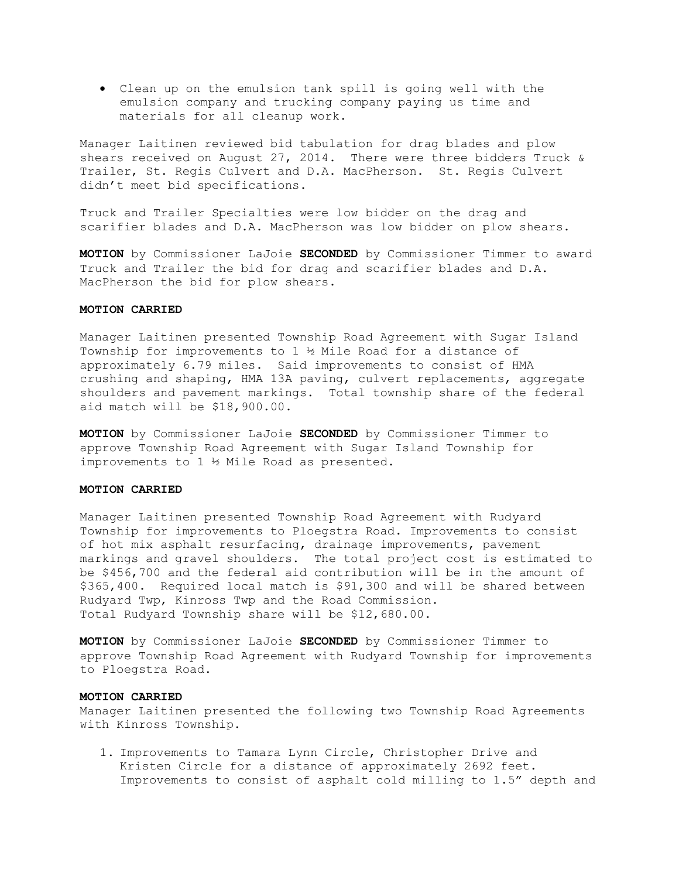- Clean up on the emulsion tank spill is going well with the emulsion company and trucking company paying us time and materials for all cleanup work.

Manager Laitinen reviewed bid tabulation for drag blades and plow shears received on August 27, 2014. There were three bidders Truck & Trailer, St. Regis Culvert and D.A. MacPherson. St. Regis Culvert didn't meet bid specifications.

Truck and Trailer Specialties were low bidder on the drag and scarifier blades and D.A. MacPherson was low bidder on plow shears.

**MOTION** by Commissioner LaJoie **SECONDED** by Commissioner Timmer to award Truck and Trailer the bid for drag and scarifier blades and D.A. MacPherson the bid for plow shears.

**MOTION CARRIED**

Manager Laitinen presented Township Road Agreement with Sugar Island Township for improvements to 1 ½ Mile Road for a distance of approximately 6.79 miles. Said improvements to consist of HMA crushing and shaping, HMA 13A paving, culvert replacements, aggregate shoulders and pavement markings. Total township share of the federal aid match will be $18,900.00.

**MOTION** by Commissioner LaJoie **SECONDED** by Commissioner Timmer to approve Township Road Agreement with Sugar Island Township for improvements to 1 ½ Mile Road as presented.

**MOTION CARRIED**

Manager Laitinen presented Township Road Agreement with Rudyard Township for improvements to Ploegstra Road. Improvements to consist of hot mix asphalt resurfacing, drainage improvements, pavement markings and gravel shoulders. The total project cost is estimated to be $456,700 and the federal aid contribution will be in the amount of $365,400. Required local match is $91,300 and will be shared between Rudyard Twp, Kinross Twp and the Road Commission.
Total Rudyard Township share will be $12,680.00.

**MOTION** by Commissioner LaJoie **SECONDED** by Commissioner Timmer to approve Township Road Agreement with Rudyard Township for improvements to Ploegstra Road.

**MOTION CARRIED**

Manager Laitinen presented the following two Township Road Agreements with Kinross Township.

1. Improvements to Tamara Lynn Circle, Christopher Drive and Kristen Circle for a distance of approximately 2692 feet. Improvements to consist of asphalt cold milling to 1.5" depth and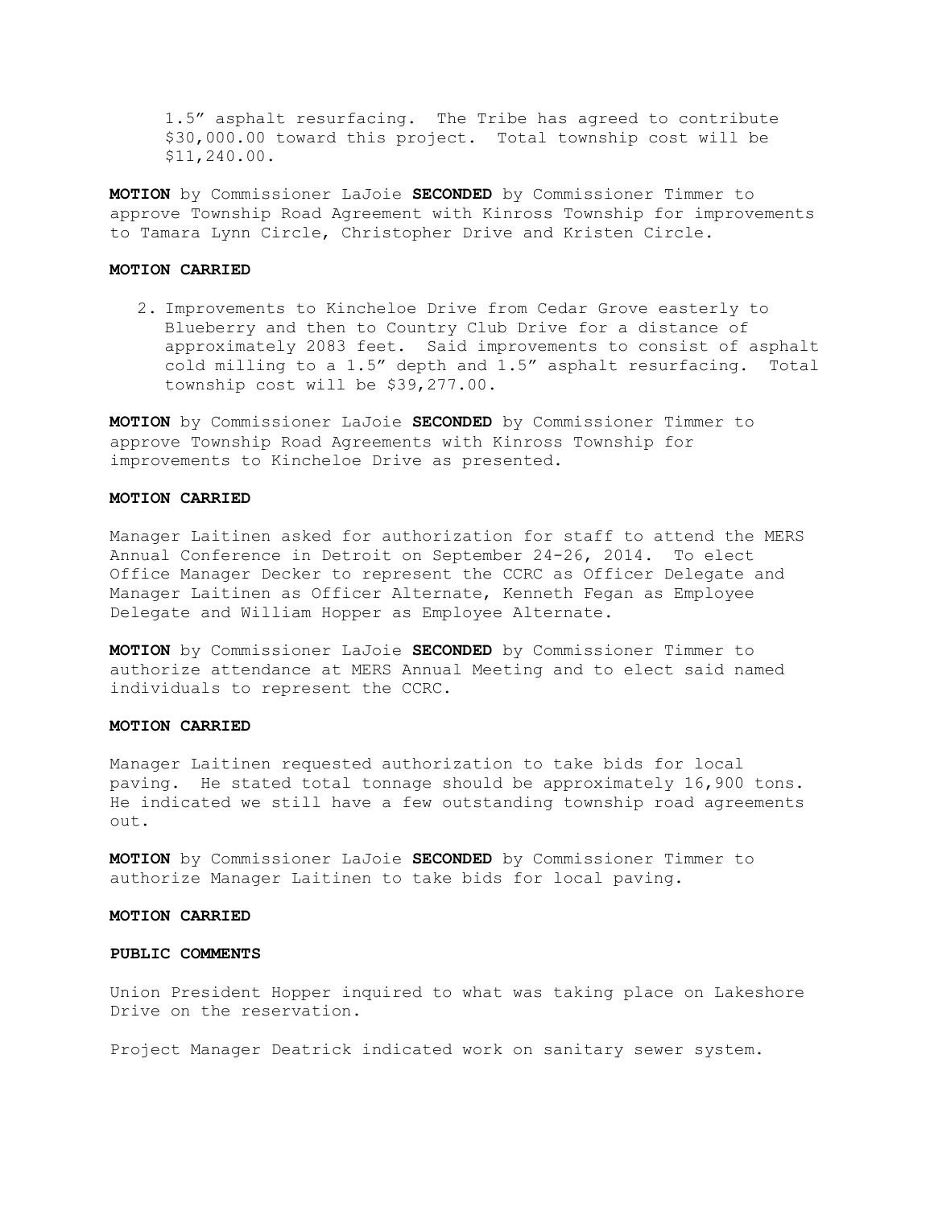1.5” asphalt resurfacing. The Tribe has agreed to contribute $30,000.00 toward this project. Total township cost will be $11,240.00.

**MOTION** by Commissioner LaJoie **SECONDED** by Commissioner Timmer to approve Township Road Agreement with Kinross Township for improvements to Tamara Lynn Circle, Christopher Drive and Kristen Circle.

**MOTION CARRIED**

2. Improvements to Kincheloe Drive from Cedar Grove easterly to Blueberry and then to Country Club Drive for a distance of approximately 2083 feet. Said improvements to consist of asphalt cold milling to a 1.5” depth and 1.5” asphalt resurfacing. Total township cost will be $39,277.00.

**MOTION** by Commissioner LaJoie **SECONDED** by Commissioner Timmer to approve Township Road Agreements with Kinross Township for improvements to Kincheloe Drive as presented.

**MOTION CARRIED**

Manager Laitinen asked for authorization for staff to attend the MERS Annual Conference in Detroit on September 24-26, 2014. To elect Office Manager Decker to represent the CCRC as Officer Delegate and Manager Laitinen as Officer Alternate, Kenneth Fegan as Employee Delegate and William Hopper as Employee Alternate.

**MOTION** by Commissioner LaJoie **SECONDED** by Commissioner Timmer to authorize attendance at MERS Annual Meeting and to elect said named individuals to represent the CCRC.

**MOTION CARRIED**

Manager Laitinen requested authorization to take bids for local paving. He stated total tonnage should be approximately 16,900 tons. He indicated we still have a few outstanding township road agreements out.

**MOTION** by Commissioner LaJoie **SECONDED** by Commissioner Timmer to authorize Manager Laitinen to take bids for local paving.

**MOTION CARRIED**

**PUBLIC COMMENTS**

Union President Hopper inquired to what was taking place on Lakeshore Drive on the reservation.

Project Manager Deatrick indicated work on sanitary sewer system.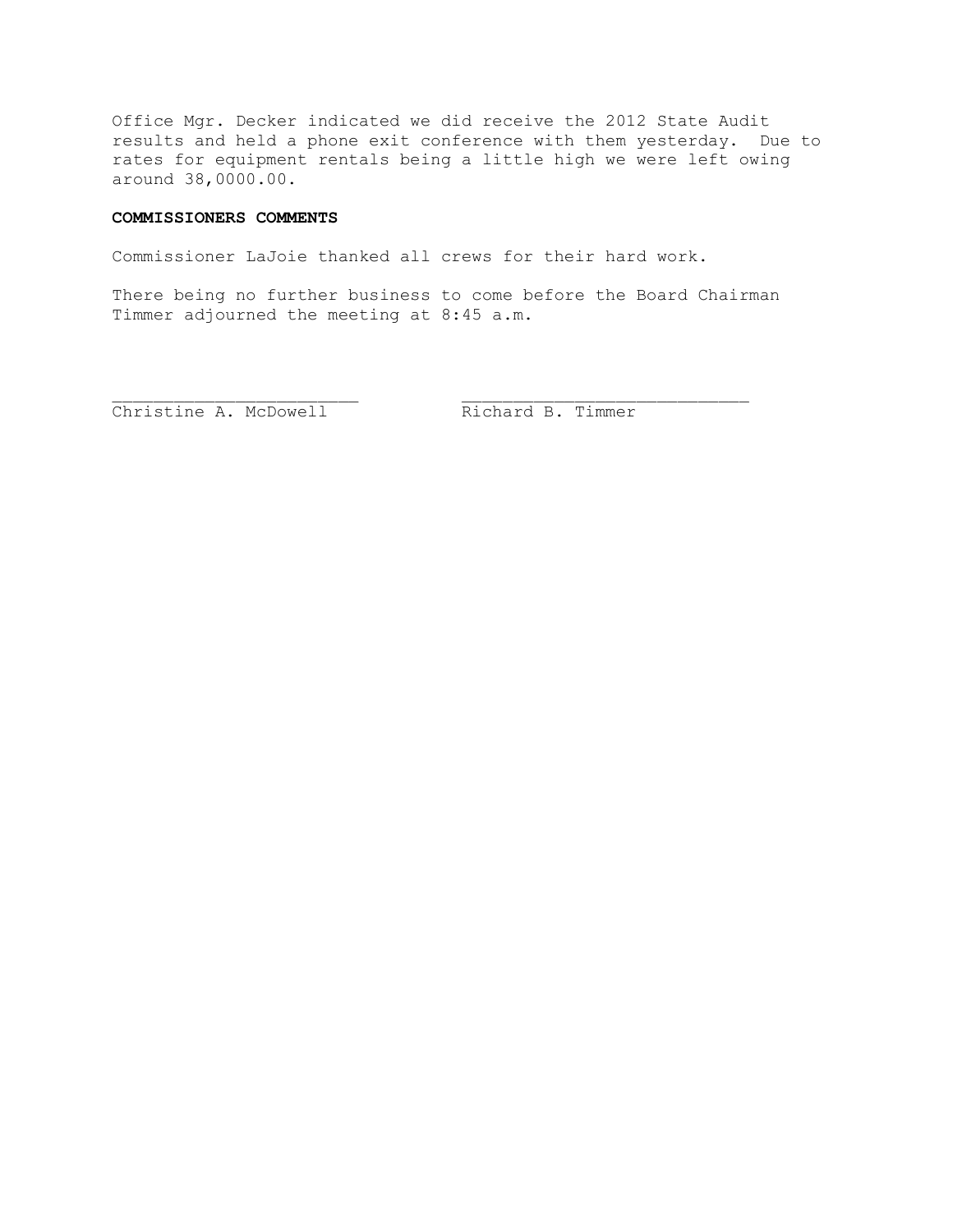Office Mgr. Decker indicated we did receive the 2012 State Audit results and held a phone exit conference with them yesterday. Due to rates for equipment rentals being a little high we were left owing around 38,0000.00.

**COMMISSIONERS COMMENTS**

Commissioner LaJoie thanked all crews for their hard work.

There being no further business to come before the Board Chairman Timmer adjourned the meeting at 8:45 a.m.

________________________ ____________________________

Christine A. McDowell Richard B. Timmer